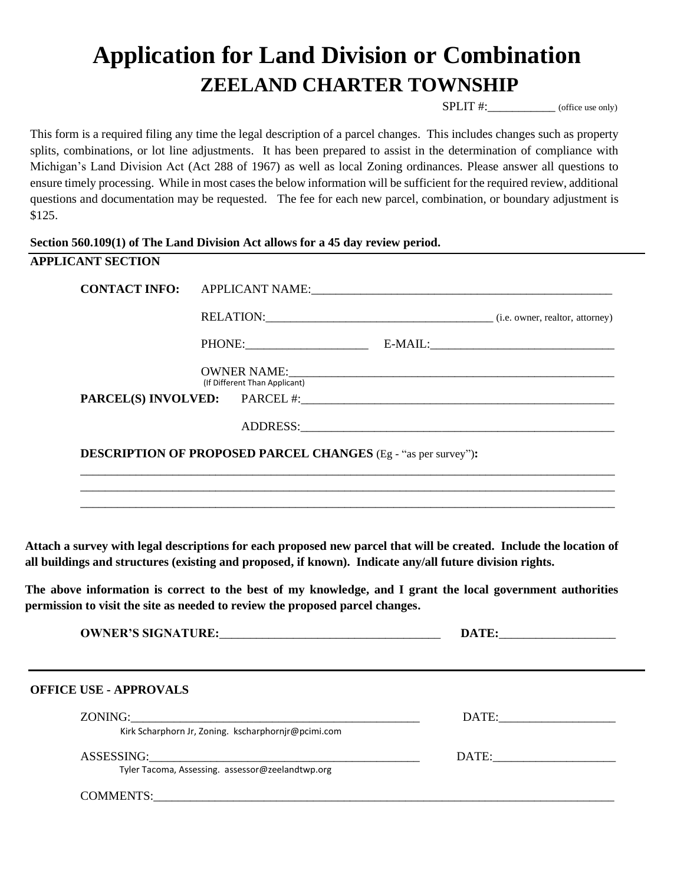# Application for Land Division or Combination

## ZEELAND CHARTER TOWNSHIP

SPLIT #:___________ (office use only)

This form is a required filing any time the legal description of a parcel changes. This includes changes such as property splits, combinations, or lot line adjustments. It has been prepared to assist in the determination of compliance with Michigan's Land Division Act (Act 288 of 1967) as well as local Zoning ordinances. Please answer all questions to ensure timely processing. While in most cases the below information will be sufficient for the required review, additional questions and documentation may be requested. The fee for each new parcel, combination, or boundary adjustment is $125.

**Section 560.109(1) of The Land Division Act allows for a 45 day review period.**

**APPLICANT SECTION**

**CONTACT INFO:** APPLICANT NAME:__________________________________________________

RELATION:_____________________________________ (i.e. owner, realtor, attorney)

PHONE:____________________ E-MAIL:______________________________

OWNER NAME:______________________________________________________
(If Different Than Applicant)

**PARCEL(S) INVOLVED:** PARCEL #:____________________________________________________

ADDRESS:____________________________________________________

**DESCRIPTION OF PROPOSED PARCEL CHANGES** (Eg - "as per survey")**:**

______________________________________________________________________________________

______________________________________________________________________________________

______________________________________________________________________________________

**Attach a survey with legal descriptions for each proposed new parcel that will be created. Include the location of all buildings and structures (existing and proposed, if known). Indicate any/all future division rights.**

**The above information is correct to the best of my knowledge, and I grant the local government authorities permission to visit the site as needed to review the proposed parcel changes.**

**OWNER'S SIGNATURE:**____________________________________ **DATE:**___________________

**OFFICE USE - APPROVALS**

ZONING:__________________________________________________ DATE:___________________
Kirk Scharphorn Jr, Zoning. kscharphornjr@pcimi.com

ASSESSING:______________________________________________ DATE:____________________
Tyler Tacoma, Assessing. assessor@zeelandtwp.org

COMMENTS:________________________________________________________________________________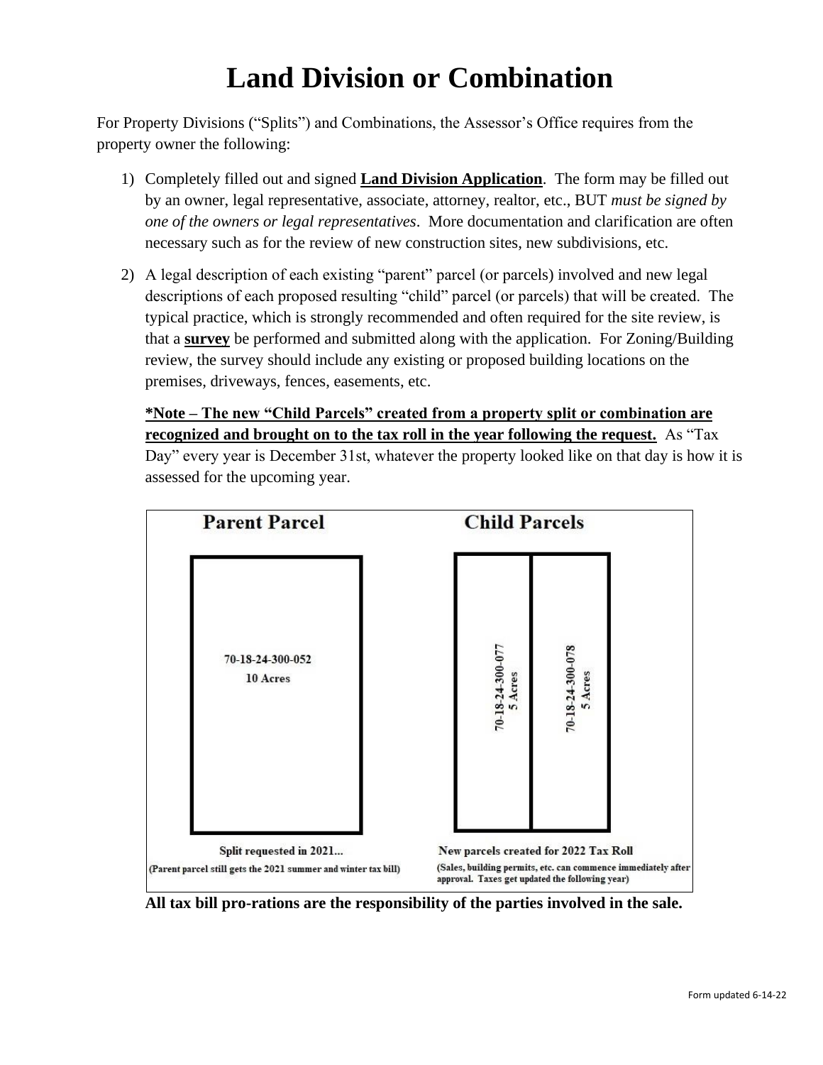# Land Division or Combination

For Property Divisions ("Splits") and Combinations, the Assessor's Office requires from the property owner the following:

1) Completely filled out and signed **Land Division Application**. The form may be filled out by an owner, legal representative, associate, attorney, realtor, etc., BUT *must be signed by one of the owners or legal representatives*. More documentation and clarification are often necessary such as for the review of new construction sites, new subdivisions, etc.

2) A legal description of each existing "parent" parcel (or parcels) involved and new legal descriptions of each proposed resulting "child" parcel (or parcels) that will be created. The typical practice, which is strongly recommended and often required for the site review, is that a **survey** be performed and submitted along with the application. For Zoning/Building review, the survey should include any existing or proposed building locations on the premises, driveways, fences, easements, etc.

   ***Note – The new "Child Parcels" created from a property split or combination are recognized and brought on to the tax roll in the year following the request.** As "Tax Day" every year is December 31st, whatever the property looked like on that day is how it is assessed for the upcoming year.

Parent Parcel

70-18-24-300-052
10 Acres

Split requested in 2021...

(Parent parcel still gets the 2021 summer and winter tax bill)

Child Parcels

70-18-24-300-077
5 Acres

70-18-24-300-078
5 Acres

New parcels created for 2022 Tax Roll

(Sales, building permits, etc. can commence immediately after approval. Taxes get updated the following year)

**All tax bill pro-rations are the responsibility of the parties involved in the sale.**

Form updated 6-14-22